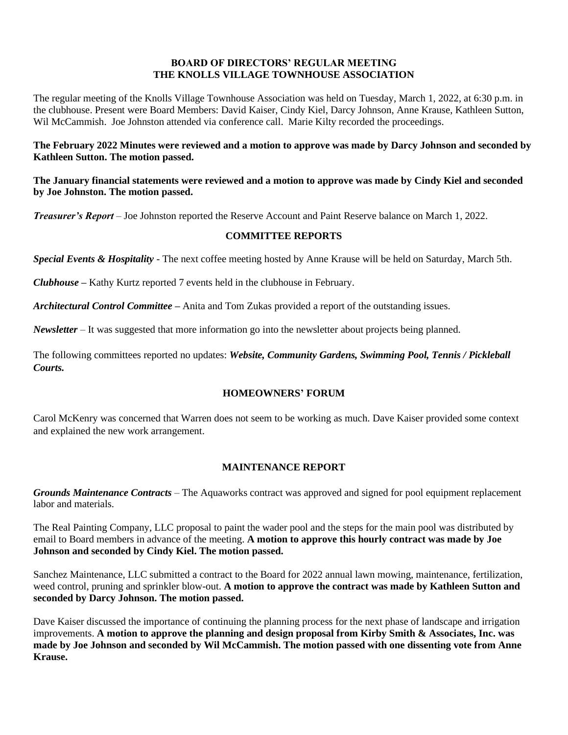**BOARD OF DIRECTORS' REGULAR MEETING**
**THE KNOLLS VILLAGE TOWNHOUSE ASSOCIATION**

The regular meeting of the Knolls Village Townhouse Association was held on Tuesday, March 1, 2022, at 6:30 p.m. in the clubhouse. Present were Board Members: David Kaiser, Cindy Kiel, Darcy Johnson, Anne Krause, Kathleen Sutton, Wil McCammish. Joe Johnston attended via conference call. Marie Kilty recorded the proceedings.

**The February 2022 Minutes were reviewed and a motion to approve was made by Darcy Johnson and seconded by Kathleen Sutton. The motion passed.**

**The January financial statements were reviewed and a motion to approve was made by Cindy Kiel and seconded by Joe Johnston. The motion passed.**

***Treasurer's Report*** – Joe Johnston reported the Reserve Account and Paint Reserve balance on March 1, 2022.

**COMMITTEE REPORTS**

***Special Events & Hospitality*** - The next coffee meeting hosted by Anne Krause will be held on Saturday, March 5th.

***Clubhouse*** **–** Kathy Kurtz reported 7 events held in the clubhouse in February.

***Architectural Control Committee*** **–** Anita and Tom Zukas provided a report of the outstanding issues.

***Newsletter*** – It was suggested that more information go into the newsletter about projects being planned.

The following committees reported no updates: ***Website, Community Gardens, Swimming Pool, Tennis / Pickleball Courts.***

**HOMEOWNERS' FORUM**

Carol McKenry was concerned that Warren does not seem to be working as much. Dave Kaiser provided some context and explained the new work arrangement.

**MAINTENANCE REPORT**

***Grounds Maintenance Contracts*** – The Aquaworks contract was approved and signed for pool equipment replacement labor and materials.

The Real Painting Company, LLC proposal to paint the wader pool and the steps for the main pool was distributed by email to Board members in advance of the meeting. **A motion to approve this hourly contract was made by Joe Johnson and seconded by Cindy Kiel. The motion passed.**

Sanchez Maintenance, LLC submitted a contract to the Board for 2022 annual lawn mowing, maintenance, fertilization, weed control, pruning and sprinkler blow-out. **A motion to approve the contract was made by Kathleen Sutton and seconded by Darcy Johnson. The motion passed.**

Dave Kaiser discussed the importance of continuing the planning process for the next phase of landscape and irrigation improvements. **A motion to approve the planning and design proposal from Kirby Smith & Associates, Inc. was made by Joe Johnson and seconded by Wil McCammish. The motion passed with one dissenting vote from Anne Krause.**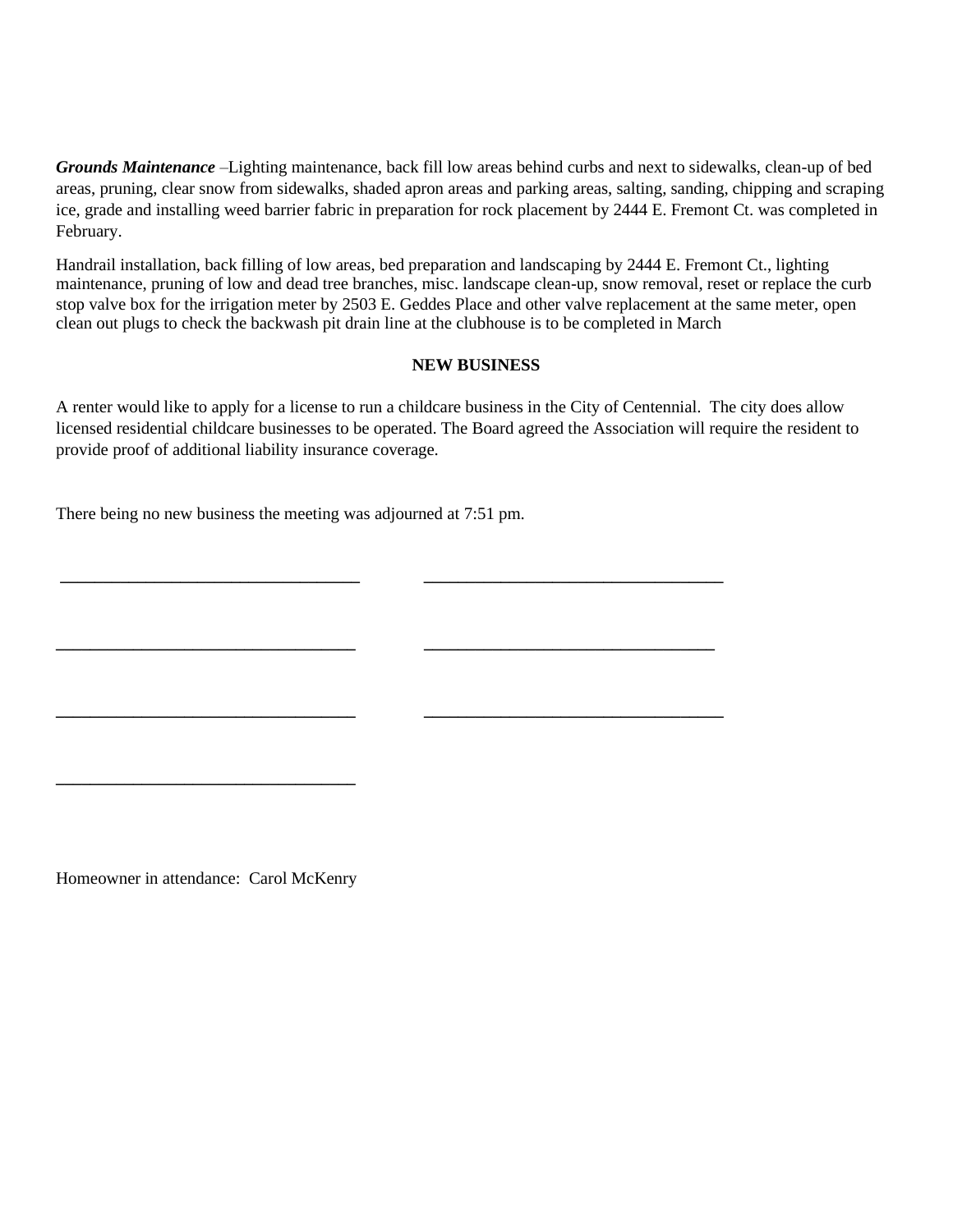***Grounds Maintenance*** –Lighting maintenance, back fill low areas behind curbs and next to sidewalks, clean-up of bed areas, pruning, clear snow from sidewalks, shaded apron areas and parking areas, salting, sanding, chipping and scraping ice, grade and installing weed barrier fabric in preparation for rock placement by 2444 E. Fremont Ct. was completed in February.

Handrail installation, back filling of low areas, bed preparation and landscaping by 2444 E. Fremont Ct., lighting maintenance, pruning of low and dead tree branches, misc. landscape clean-up, snow removal, reset or replace the curb stop valve box for the irrigation meter by 2503 E. Geddes Place and other valve replacement at the same meter, open clean out plugs to check the backwash pit drain line at the clubhouse is to be completed in March

**NEW BUSINESS**

A renter would like to apply for a license to run a childcare business in the City of Centennial. The city does allow licensed residential childcare businesses to be operated. The Board agreed the Association will require the resident to provide proof of additional liability insurance coverage.

There being no new business the meeting was adjourned at 7:51 pm.

\_\_\_\_\_\_\_\_\_\_\_\_\_\_\_\_\_\_\_\_\_\_\_\_\_\_\_\_\_\_\_\_\_\_ \_\_\_\_\_\_\_\_\_\_\_\_\_\_\_\_\_\_\_\_\_\_\_\_\_\_\_\_\_\_\_\_\_\_

\_\_\_\_\_\_\_\_\_\_\_\_\_\_\_\_\_\_\_\_\_\_\_\_\_\_\_\_\_\_\_\_\_\_ \_\_\_\_\_\_\_\_\_\_\_\_\_\_\_\_\_\_\_\_\_\_\_\_\_\_\_\_\_\_\_\_\_\_

\_\_\_\_\_\_\_\_\_\_\_\_\_\_\_\_\_\_\_\_\_\_\_\_\_\_\_\_\_\_\_\_\_\_ \_\_\_\_\_\_\_\_\_\_\_\_\_\_\_\_\_\_\_\_\_\_\_\_\_\_\_\_\_\_\_\_\_\_

\_\_\_\_\_\_\_\_\_\_\_\_\_\_\_\_\_\_\_\_\_\_\_\_\_\_\_\_\_\_\_\_\_\_

Homeowner in attendance: Carol McKenry